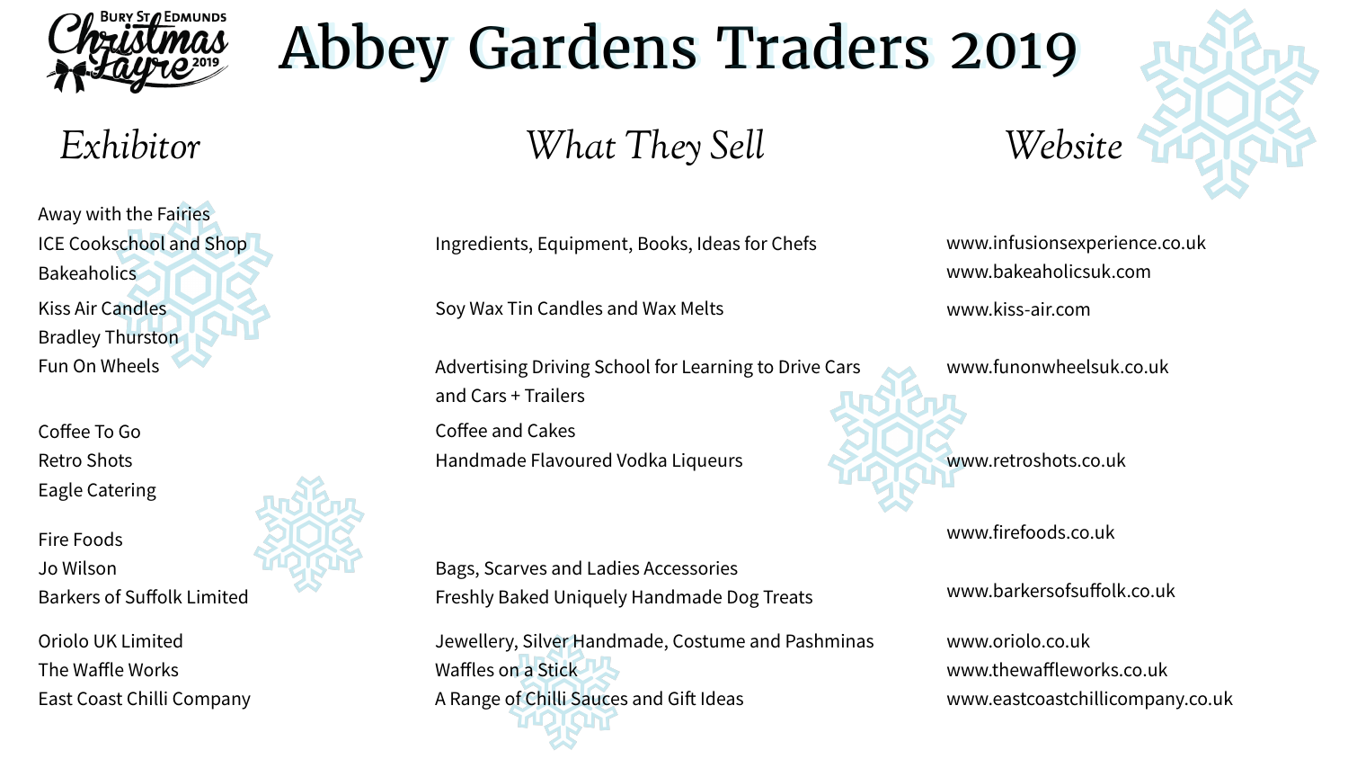Bury St Edmunds Christmas Fayre 2019

# Abbey Gardens Traders 2019

| Exhibitor | What They Sell | Website |
|---|---|---|
| Away with the Fairies | | |
| ICE Cookschool and Shop | Ingredients, Equipment, Books, Ideas for Chefs | www.infusionsexperience.co.uk |
| Bakeaholics | | www.bakeaholicsuk.com |
| Kiss Air Candles | Soy Wax Tin Candles and Wax Melts | www.kiss-air.com |
| Bradley Thurston | | |
| Fun On Wheels | Advertising Driving School for Learning to Drive Cars and Cars + Trailers | www.funonwheelsuk.co.uk |
| Coffee To Go | Coffee and Cakes | |
| Retro Shots | Handmade Flavoured Vodka Liqueurs | www.retroshots.co.uk |
| Eagle Catering | | |
| Fire Foods | | www.firefoods.co.uk |
| Jo Wilson | Bags, Scarves and Ladies Accessories | |
| Barkers of Suffolk Limited | Freshly Baked Uniquely Handmade Dog Treats | www.barkersofsuffolk.co.uk |
| Oriolo UK Limited | Jewellery, Silver Handmade, Costume and Pashminas | www.oriolo.co.uk |
| The Waffle Works | Waffles on a Stick | www.thewaffleworks.co.uk |
| East Coast Chilli Company | A Range of Chilli Sauces and Gift Ideas | www.eastcoastchillicompany.co.uk |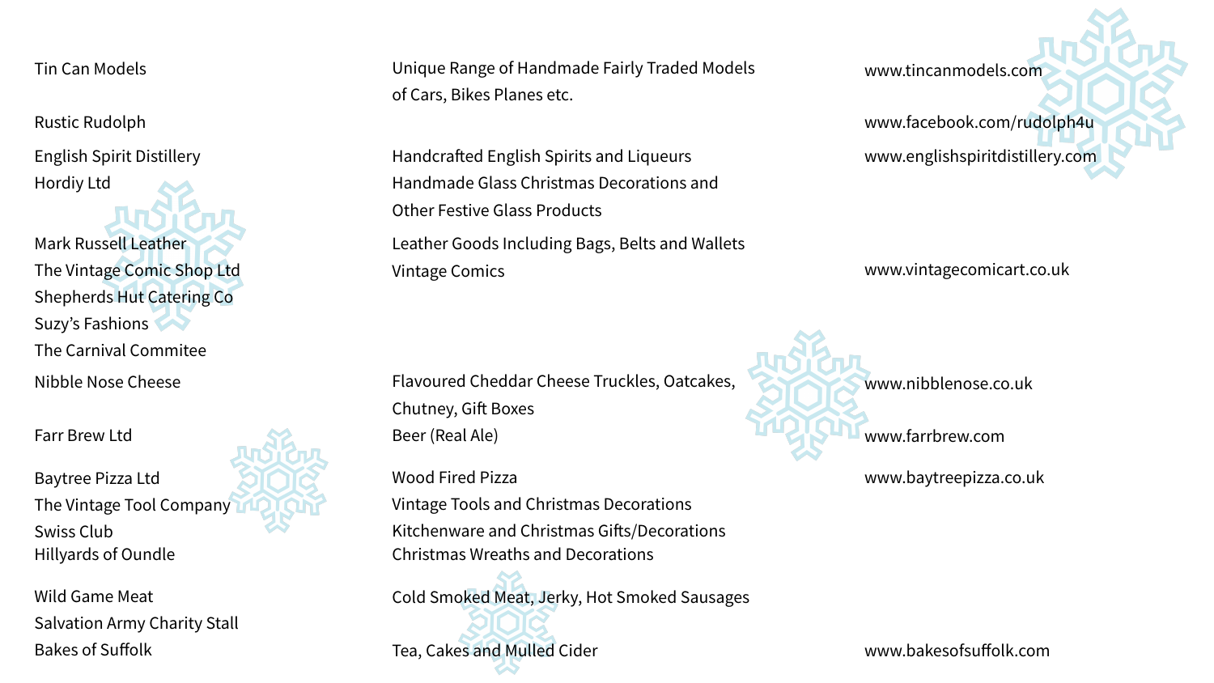| Name | Description | Website |
| --- | --- | --- |
| Tin Can Models | Unique Range of Handmade Fairly Traded Models of Cars, Bikes Planes etc. | www.tincanmodels.com |
| Rustic Rudolph | | www.facebook.com/rudolph4u |
| English Spirit Distillery | Handcrafted English Spirits and Liqueurs | www.englishspiritdistillery.com |
| Hordiy Ltd | Handmade Glass Christmas Decorations and Other Festive Glass Products | |
| Mark Russell Leather | Leather Goods Including Bags, Belts and Wallets | |
| The Vintage Comic Shop Ltd | Vintage Comics | www.vintagecomicart.co.uk |
| Shepherds Hut Catering Co | | |
| Suzy's Fashions | | |
| The Carnival Commitee | | |
| Nibble Nose Cheese | Flavoured Cheddar Cheese Truckles, Oatcakes, Chutney, Gift Boxes | www.nibblenose.co.uk |
| Farr Brew Ltd | Beer (Real Ale) | www.farrbrew.com |
| Baytree Pizza Ltd | Wood Fired Pizza | www.baytreepizza.co.uk |
| The Vintage Tool Company | Vintage Tools and Christmas Decorations | |
| Swiss Club | Kitchenware and Christmas Gifts/Decorations | |
| Hillyards of Oundle | Christmas Wreaths and Decorations | |
| Wild Game Meat | Cold Smoked Meat, Jerky, Hot Smoked Sausages | |
| Salvation Army Charity Stall | | |
| Bakes of Suffolk | Tea, Cakes and Mulled Cider | www.bakesofsuffolk.com |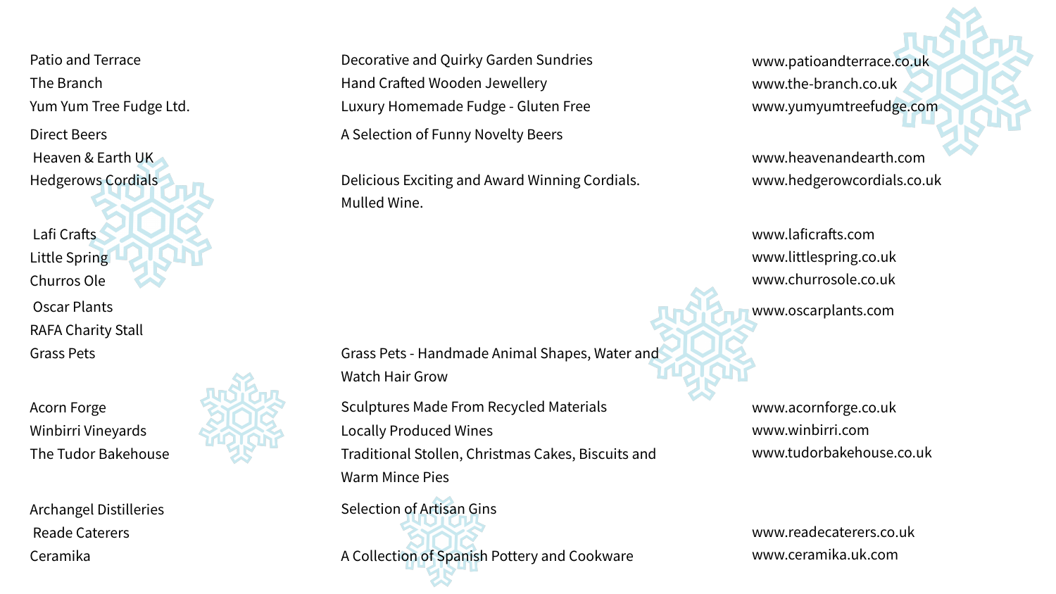| Stallholder | Description | Website |
|---|---|---|
| Patio and Terrace | Decorative and Quirky Garden Sundries | www.patioandterrace.co.uk |
| The Branch | Hand Crafted Wooden Jewellery | www.the-branch.co.uk |
| Yum Yum Tree Fudge Ltd. | Luxury Homemade Fudge - Gluten Free | www.yumyumtreefudge.com |
| Direct Beers | A Selection of Funny Novelty Beers | |
| Heaven & Earth UK | | www.heavenandearth.com |
| Hedgerows Cordials | Delicious Exciting and Award Winning Cordials. Mulled Wine. | www.hedgerowcordials.co.uk |
| Lafi Crafts | | www.laficrafts.com |
| Little Spring | | www.littlespring.co.uk |
| Churros Ole | | www.churrosole.co.uk |
| Oscar Plants | | www.oscarplants.com |
| RAFA Charity Stall | | |
| Grass Pets | Grass Pets - Handmade Animal Shapes, Water and Watch Hair Grow | |
| Acorn Forge | Sculptures Made From Recycled Materials | www.acornforge.co.uk |
| Winbirri Vineyards | Locally Produced Wines | www.winbirri.com |
| The Tudor Bakehouse | Traditional Stollen, Christmas Cakes, Biscuits and Warm Mince Pies | www.tudorbakehouse.co.uk |
| Archangel Distilleries | Selection of Artisan Gins | |
| Reade Caterers | | www.readecaterers.co.uk |
| Ceramika | A Collection of Spanish Pottery and Cookware | www.ceramika.uk.com |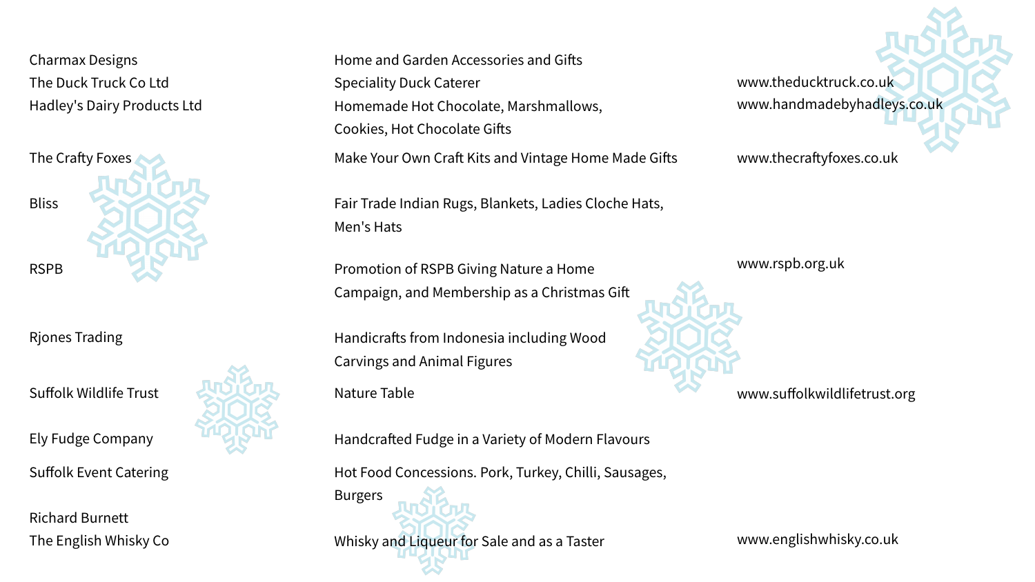| | | |
|---|---|---|
| Charmax Designs | Home and Garden Accessories and Gifts | |
| The Duck Truck Co Ltd | Speciality Duck Caterer | www.theducktruck.co.uk |
| Hadley's Dairy Products Ltd | Homemade Hot Chocolate, Marshmallows, Cookies, Hot Chocolate Gifts | www.handmadebyhadleys.co.uk |
| The Crafty Foxes | Make Your Own Craft Kits and Vintage Home Made Gifts | www.thecraftyfoxes.co.uk |
| Bliss | Fair Trade Indian Rugs, Blankets, Ladies Cloche Hats, Men's Hats | |
| RSPB | Promotion of RSPB Giving Nature a Home Campaign, and Membership as a Christmas Gift | www.rspb.org.uk |
| Rjones Trading | Handicrafts from Indonesia including Wood Carvings and Animal Figures | |
| Suffolk Wildlife Trust | Nature Table | www.suffolkwildlifetrust.org |
| Ely Fudge Company | Handcrafted Fudge in a Variety of Modern Flavours | |
| Suffolk Event Catering | Hot Food Concessions. Pork, Turkey, Chilli, Sausages, Burgers | |
| Richard Burnett The English Whisky Co | Whisky and Liqueur for Sale and as a Taster | www.englishwhisky.co.uk |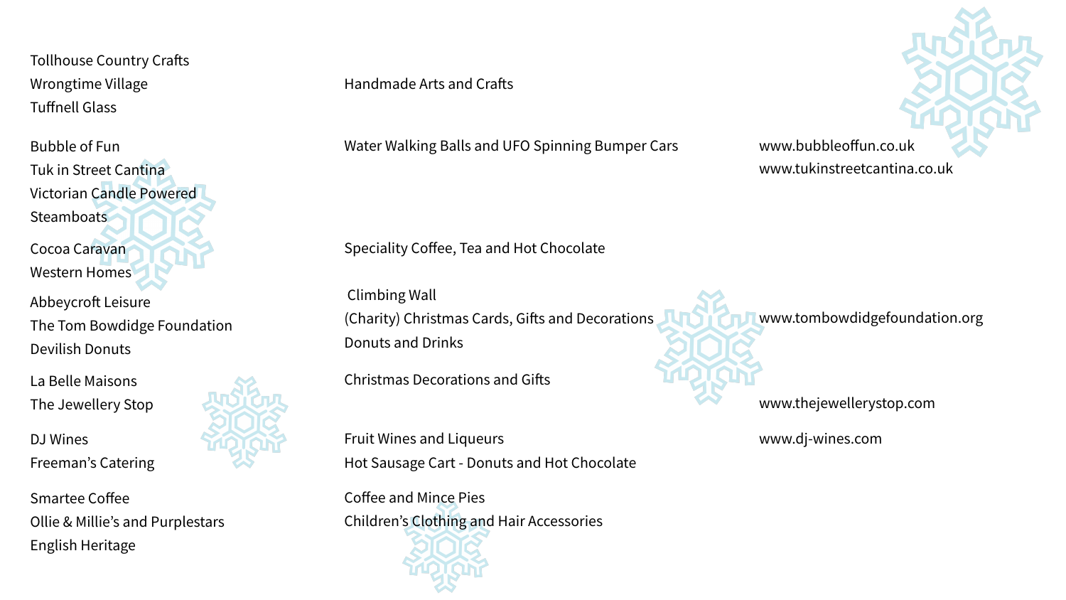| | | |
|---|---|---|
| Tollhouse Country Crafts | | |
| Wrongtime Village | Handmade Arts and Crafts | |
| Tuffnell Glass | | |
| Bubble of Fun | Water Walking Balls and UFO Spinning Bumper Cars | www.bubbleoffun.co.uk |
| Tuk in Street Cantina | | www.tukinstreetcantina.co.uk |
| Victorian Candle Powered Steamboats | | |
| Cocoa Caravan | Speciality Coffee, Tea and Hot Chocolate | |
| Western Homes | | |
| Abbeycroft Leisure | Climbing Wall | |
| The Tom Bowdidge Foundation | (Charity) Christmas Cards, Gifts and Decorations | www.tombowdidgefoundation.org |
| Devilish Donuts | Donuts and Drinks | |
| La Belle Maisons | Christmas Decorations and Gifts | |
| The Jewellery Stop | | www.thejewellerystop.com |
| DJ Wines | Fruit Wines and Liqueurs | www.dj-wines.com |
| Freeman's Catering | Hot Sausage Cart - Donuts and Hot Chocolate | |
| Smartee Coffee | Coffee and Mince Pies | |
| Ollie & Millie's and Purplestars | Children's Clothing and Hair Accessories | |
| English Heritage | | |